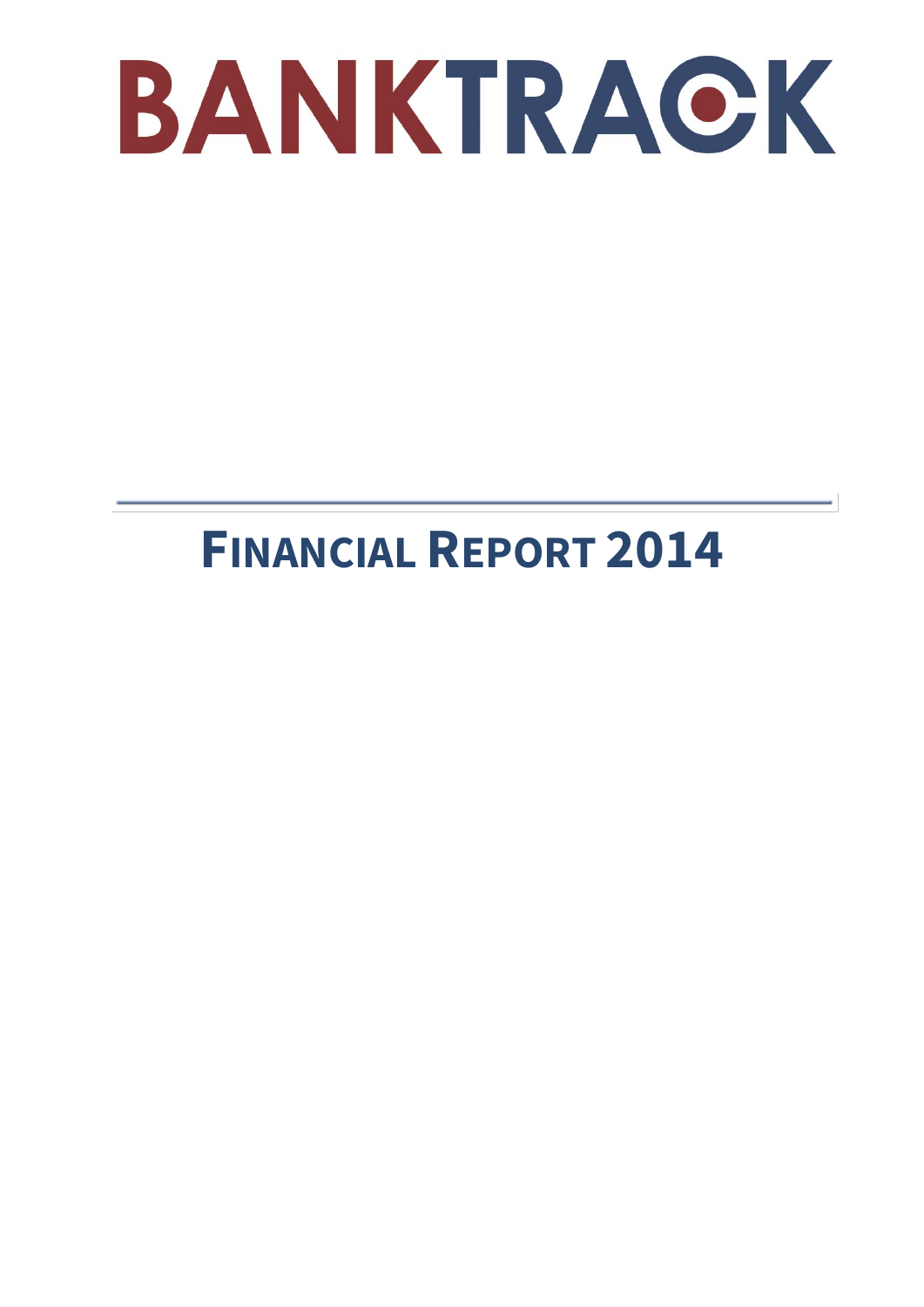# BANKTRACK

# FINANCIAL REPORT 2014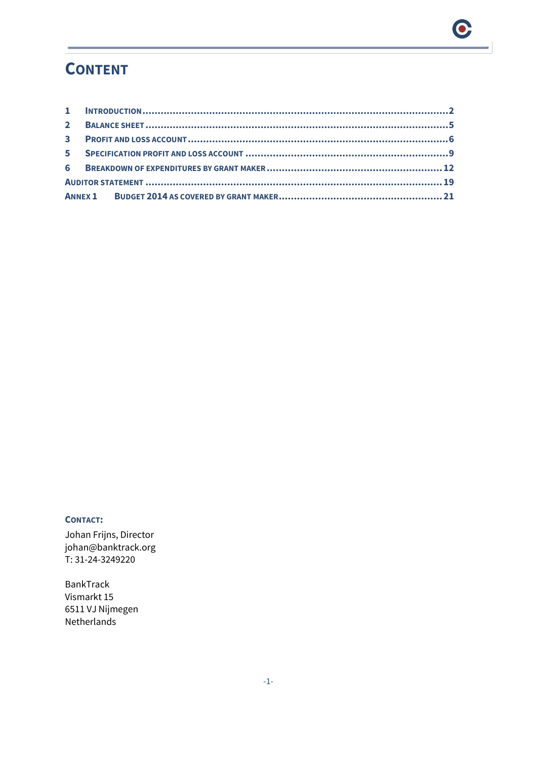# CONTENT

1 INTRODUCTION .......... 2
2 BALANCE SHEET .......... 5
3 PROFIT AND LOSS ACCOUNT .......... 6
5 SPECIFICATION PROFIT AND LOSS ACCOUNT .......... 9
6 BREAKDOWN OF EXPENDITURES BY GRANT MAKER .......... 12
AUDITOR STATEMENT .......... 19
ANNEX 1 BUDGET 2014 AS COVERED BY GRANT MAKER .......... 21

**CONTACT:**

Johan Frijns, Director
johan@banktrack.org
T: 31-24-3249220

BankTrack
Vismarkt 15
6511 VJ Nijmegen
Netherlands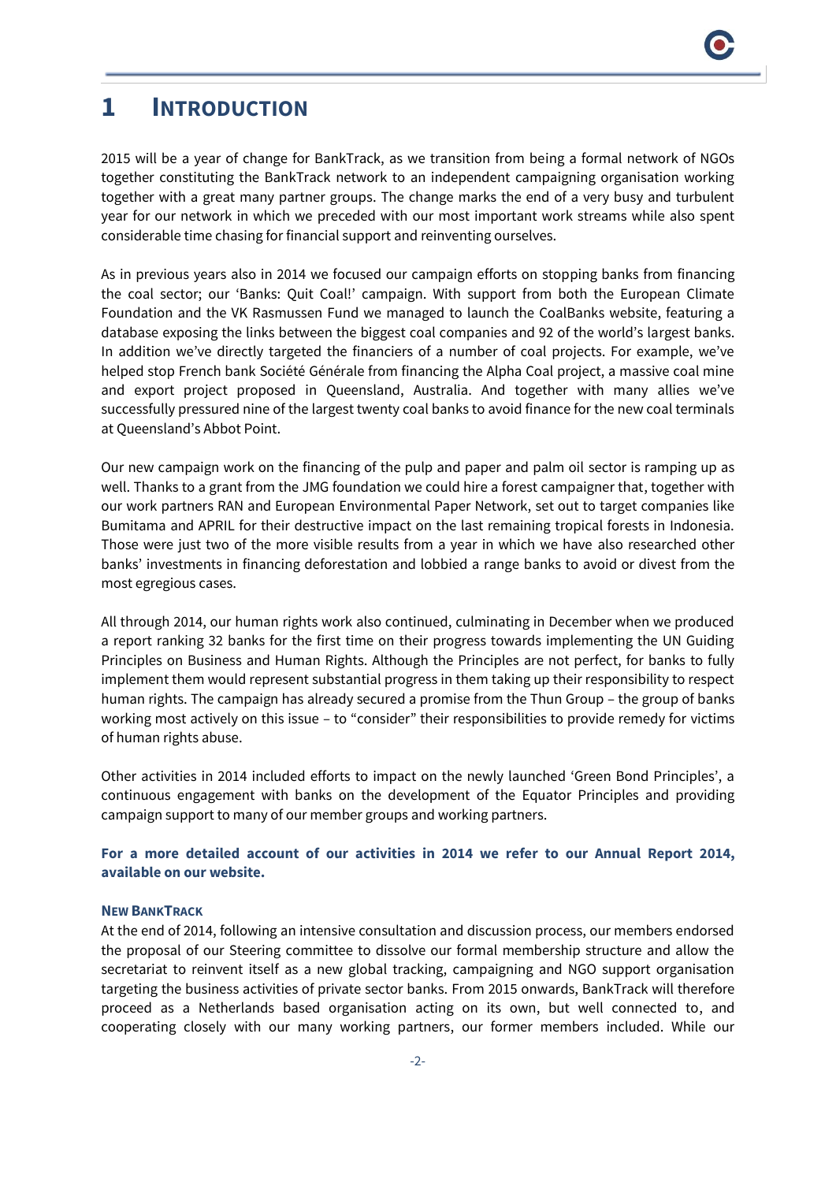# 1 INTRODUCTION

2015 will be a year of change for BankTrack, as we transition from being a formal network of NGOs together constituting the BankTrack network to an independent campaigning organisation working together with a great many partner groups. The change marks the end of a very busy and turbulent year for our network in which we preceded with our most important work streams while also spent considerable time chasing for financial support and reinventing ourselves.

As in previous years also in 2014 we focused our campaign efforts on stopping banks from financing the coal sector; our 'Banks: Quit Coal!' campaign. With support from both the European Climate Foundation and the VK Rasmussen Fund we managed to launch the CoalBanks website, featuring a database exposing the links between the biggest coal companies and 92 of the world's largest banks. In addition we've directly targeted the financiers of a number of coal projects. For example, we've helped stop French bank Société Générale from financing the Alpha Coal project, a massive coal mine and export project proposed in Queensland, Australia. And together with many allies we've successfully pressured nine of the largest twenty coal banks to avoid finance for the new coal terminals at Queensland's Abbot Point.

Our new campaign work on the financing of the pulp and paper and palm oil sector is ramping up as well. Thanks to a grant from the JMG foundation we could hire a forest campaigner that, together with our work partners RAN and European Environmental Paper Network, set out to target companies like Bumitama and APRIL for their destructive impact on the last remaining tropical forests in Indonesia. Those were just two of the more visible results from a year in which we have also researched other banks' investments in financing deforestation and lobbied a range banks to avoid or divest from the most egregious cases.

All through 2014, our human rights work also continued, culminating in December when we produced a report ranking 32 banks for the first time on their progress towards implementing the UN Guiding Principles on Business and Human Rights. Although the Principles are not perfect, for banks to fully implement them would represent substantial progress in them taking up their responsibility to respect human rights. The campaign has already secured a promise from the Thun Group – the group of banks working most actively on this issue – to "consider" their responsibilities to provide remedy for victims of human rights abuse.

Other activities in 2014 included efforts to impact on the newly launched 'Green Bond Principles', a continuous engagement with banks on the development of the Equator Principles and providing campaign support to many of our member groups and working partners.

**For a more detailed account of our activities in 2014 we refer to our Annual Report 2014, available on our website.**

### NEW BANKTRACK

At the end of 2014, following an intensive consultation and discussion process, our members endorsed the proposal of our Steering committee to dissolve our formal membership structure and allow the secretariat to reinvent itself as a new global tracking, campaigning and NGO support organisation targeting the business activities of private sector banks. From 2015 onwards, BankTrack will therefore proceed as a Netherlands based organisation acting on its own, but well connected to, and cooperating closely with our many working partners, our former members included. While our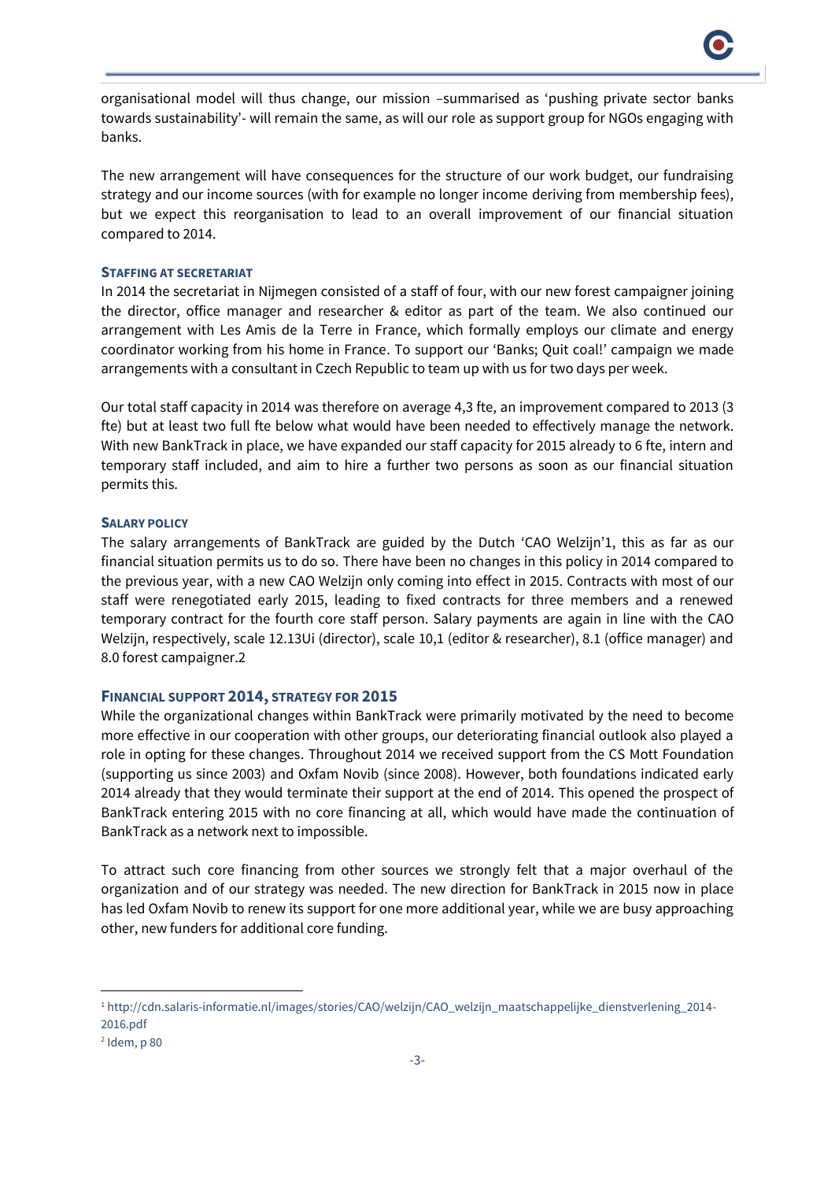organisational model will thus change, our mission –summarised as 'pushing private sector banks towards sustainability'- will remain the same, as will our role as support group for NGOs engaging with banks.

The new arrangement will have consequences for the structure of our work budget, our fundraising strategy and our income sources (with for example no longer income deriving from membership fees), but we expect this reorganisation to lead to an overall improvement of our financial situation compared to 2014.

### STAFFING AT SECRETARIAT

In 2014 the secretariat in Nijmegen consisted of a staff of four, with our new forest campaigner joining the director, office manager and researcher & editor as part of the team. We also continued our arrangement with Les Amis de la Terre in France, which formally employs our climate and energy coordinator working from his home in France. To support our 'Banks; Quit coal!' campaign we made arrangements with a consultant in Czech Republic to team up with us for two days per week.

Our total staff capacity in 2014 was therefore on average 4,3 fte, an improvement compared to 2013 (3 fte) but at least two full fte below what would have been needed to effectively manage the network. With new BankTrack in place, we have expanded our staff capacity for 2015 already to 6 fte, intern and temporary staff included, and aim to hire a further two persons as soon as our financial situation permits this.

### SALARY POLICY

The salary arrangements of BankTrack are guided by the Dutch 'CAO Welzijn'[1], this as far as our financial situation permits us to do so. There have been no changes in this policy in 2014 compared to the previous year, with a new CAO Welzijn only coming into effect in 2015. Contracts with most of our staff were renegotiated early 2015, leading to fixed contracts for three members and a renewed temporary contract for the fourth core staff person. Salary payments are again in line with the CAO Welzijn, respectively, scale 12.13Ui (director), scale 10,1 (editor & researcher), 8.1 (office manager) and 8.0 forest campaigner.[2]

### FINANCIAL SUPPORT 2014, STRATEGY FOR 2015

While the organizational changes within BankTrack were primarily motivated by the need to become more effective in our cooperation with other groups, our deteriorating financial outlook also played a role in opting for these changes. Throughout 2014 we received support from the CS Mott Foundation (supporting us since 2003) and Oxfam Novib (since 2008). However, both foundations indicated early 2014 already that they would terminate their support at the end of 2014. This opened the prospect of BankTrack entering 2015 with no core financing at all, which would have made the continuation of BankTrack as a network next to impossible.

To attract such core financing from other sources we strongly felt that a major overhaul of the organization and of our strategy was needed. The new direction for BankTrack in 2015 now in place has led Oxfam Novib to renew its support for one more additional year, while we are busy approaching other, new funders for additional core funding.

---

[1] http://cdn.salaris-informatie.nl/images/stories/CAO/welzijn/CAO_welzijn_maatschappelijke_dienstverlening_2014-2016.pdf

[2] Idem, p 80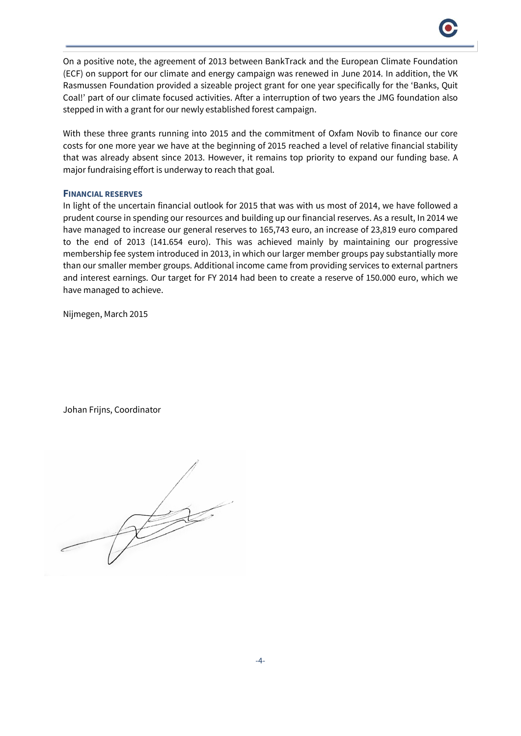On a positive note, the agreement of 2013 between BankTrack and the European Climate Foundation (ECF) on support for our climate and energy campaign was renewed in June 2014. In addition, the VK Rasmussen Foundation provided a sizeable project grant for one year specifically for the 'Banks, Quit Coal!' part of our climate focused activities. After a interruption of two years the JMG foundation also stepped in with a grant for our newly established forest campaign.

With these three grants running into 2015 and the commitment of Oxfam Novib to finance our core costs for one more year we have at the beginning of 2015 reached a level of relative financial stability that was already absent since 2013. However, it remains top priority to expand our funding base. A major fundraising effort is underway to reach that goal.

### FINANCIAL RESERVES

In light of the uncertain financial outlook for 2015 that was with us most of 2014, we have followed a prudent course in spending our resources and building up our financial reserves. As a result, In 2014 we have managed to increase our general reserves to 165,743 euro, an increase of 23,819 euro compared to the end of 2013 (141.654 euro). This was achieved mainly by maintaining our progressive membership fee system introduced in 2013, in which our larger member groups pay substantially more than our smaller member groups. Additional income came from providing services to external partners and interest earnings. Our target for FY 2014 had been to create a reserve of 150.000 euro, which we have managed to achieve.

Nijmegen, March 2015

Johan Frijns, Coordinator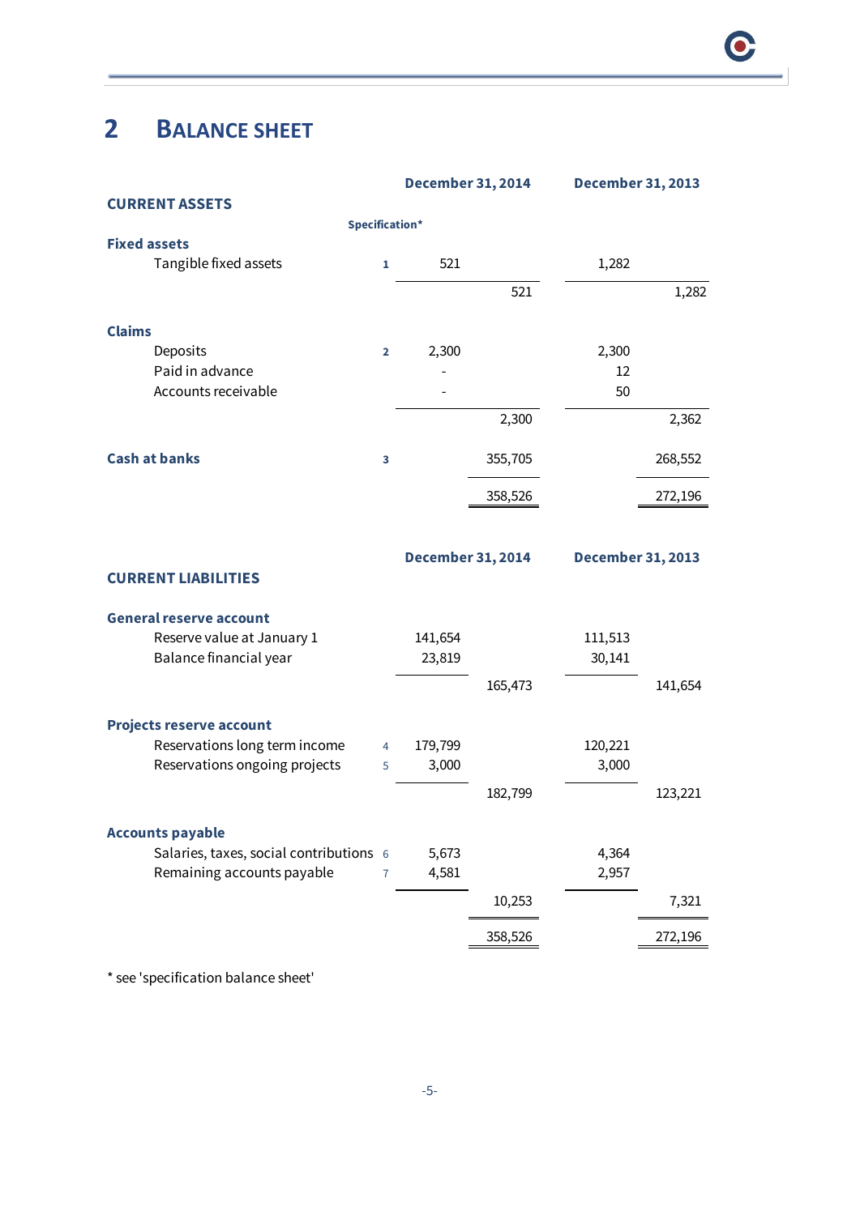## 2 BALANCE SHEET

| CURRENT ASSETS | Specification* | December 31, 2014 | | December 31, 2013 | |
|---|---|---|---|---|---|
| **Fixed assets** | | | | | |
| Tangible fixed assets | 1 | 521 | | 1,282 | |
| | | | 521 | | 1,282 |
| **Claims** | | | | | |
| Deposits | 2 | 2,300 | | 2,300 | |
| Paid in advance | | - | | 12 | |
| Accounts receivable | | - | | 50 | |
| | | | 2,300 | | 2,362 |
| **Cash at banks** | 3 | | 355,705 | | 268,552 |
| | | | 358,526 | | 272,196 |

| CURRENT LIABILITIES | | December 31, 2014 | | December 31, 2013 | |
|---|---|---|---|---|---|
| **General reserve account** | | | | | |
| Reserve value at January 1 | | 141,654 | | 111,513 | |
| Balance financial year | | 23,819 | | 30,141 | |
| | | | 165,473 | | 141,654 |
| **Projects reserve account** | | | | | |
| Reservations long term income | 4 | 179,799 | | 120,221 | |
| Reservations ongoing projects | 5 | 3,000 | | 3,000 | |
| | | | 182,799 | | 123,221 |
| **Accounts payable** | | | | | |
| Salaries, taxes, social contributions | 6 | 5,673 | | 4,364 | |
| Remaining accounts payable | 7 | 4,581 | | 2,957 | |
| | | | 10,253 | | 7,321 |
| | | | 358,526 | | 272,196 |

* see 'specification balance sheet'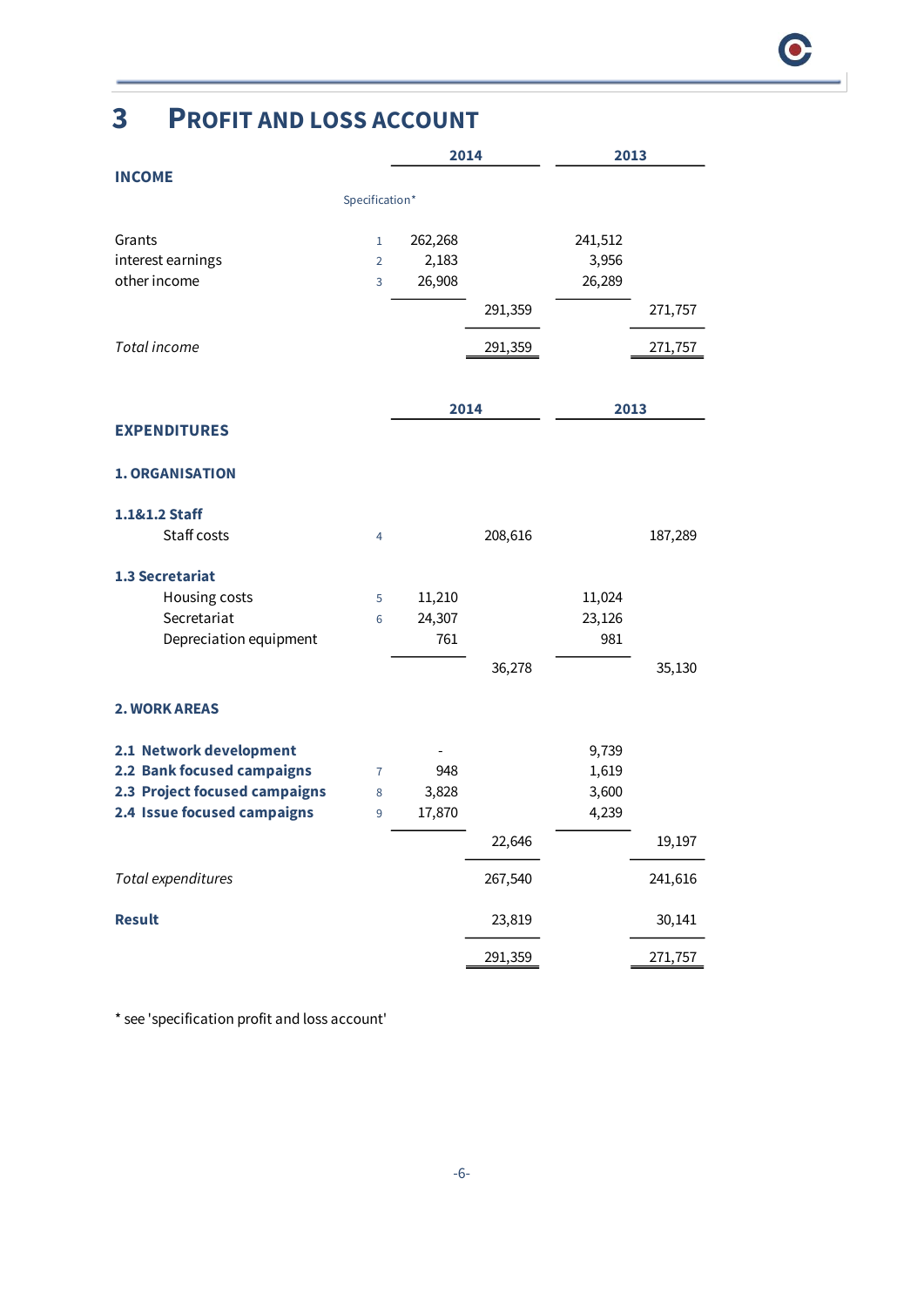# 3 PROFIT AND LOSS ACCOUNT

| INCOME | Specification* | 2014 | | 2013 | |
|---|---|---|---|---|---|
| Grants | 1 | 262,268 | | 241,512 | |
| interest earnings | 2 | 2,183 | | 3,956 | |
| other income | 3 | 26,908 | | 26,289 | |
| | | | 291,359 | | 271,757 |
| *Total income* | | | 291,359 | | 271,757 |

| EXPENDITURES | | 2014 | | 2013 | |
|---|---|---|---|---|---|
| **1. ORGANISATION** | | | | | |
| **1.1&1.2 Staff** | | | | | |
| Staff costs | 4 | | 208,616 | | 187,289 |
| **1.3 Secretariat** | | | | | |
| Housing costs | 5 | 11,210 | | 11,024 | |
| Secretariat | 6 | 24,307 | | 23,126 | |
| Depreciation equipment | | 761 | | 981 | |
| | | | 36,278 | | 35,130 |
| **2. WORK AREAS** | | | | | |
| **2.1 Network development** | | - | | 9,739 | |
| **2.2 Bank focused campaigns** | 7 | 948 | | 1,619 | |
| **2.3 Project focused campaigns** | 8 | 3,828 | | 3,600 | |
| **2.4 Issue focused campaigns** | 9 | 17,870 | | 4,239 | |
| | | | 22,646 | | 19,197 |
| *Total expenditures* | | | 267,540 | | 241,616 |
| **Result** | | | 23,819 | | 30,141 |
| | | | 291,359 | | 271,757 |

* see 'specification profit and loss account'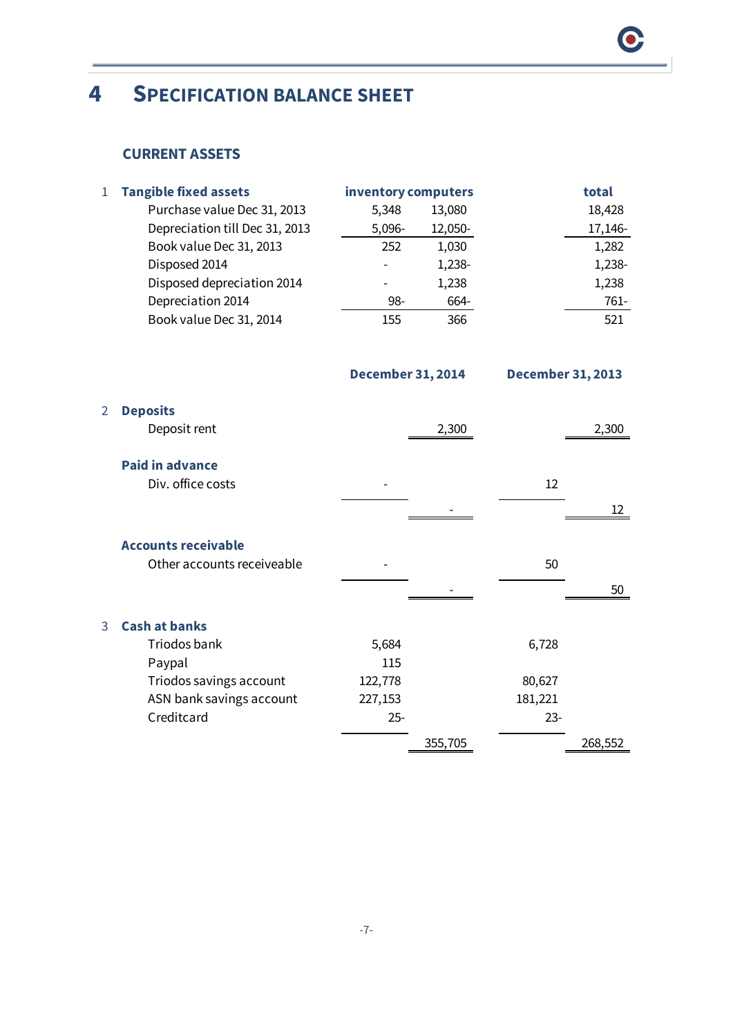# 4 SPECIFICATION BALANCE SHEET

## CURRENT ASSETS

| | | inventory | computers | | total |
|---|---|---|---|---|---|
| 1 | **Tangible fixed assets** | | | | |
| | Purchase value Dec 31, 2013 | 5,348 | 13,080 | | 18,428 |
| | Depreciation till Dec 31, 2013 | 5,096- | 12,050- | | 17,146- |
| | Book value Dec 31, 2013 | 252 | 1,030 | | 1,282 |
| | Disposed 2014 | - | 1,238- | | 1,238- |
| | Disposed depreciation 2014 | - | 1,238 | | 1,238 |
| | Depreciation 2014 | 98- | 664- | | 761- |
| | Book value Dec 31, 2014 | 155 | 366 | | 521 |

| | | December 31, 2014 | | December 31, 2013 | |
|---|---|---|---|---|---|
| 2 | **Deposits** | | | | |
| | Deposit rent | | 2,300 | | 2,300 |
| | **Paid in advance** | | | | |
| | Div. office costs | - | | 12 | |
| | | | - | | 12 |
| | **Accounts receivable** | | | | |
| | Other accounts receiveable | - | | 50 | |
| | | | - | | 50 |
| 3 | **Cash at banks** | | | | |
| | Triodos bank | 5,684 | | 6,728 | |
| | Paypal | 115 | | | |
| | Triodos savings account | 122,778 | | 80,627 | |
| | ASN bank savings account | 227,153 | | 181,221 | |
| | Creditcard | 25- | | 23- | |
| | | | 355,705 | | 268,552 |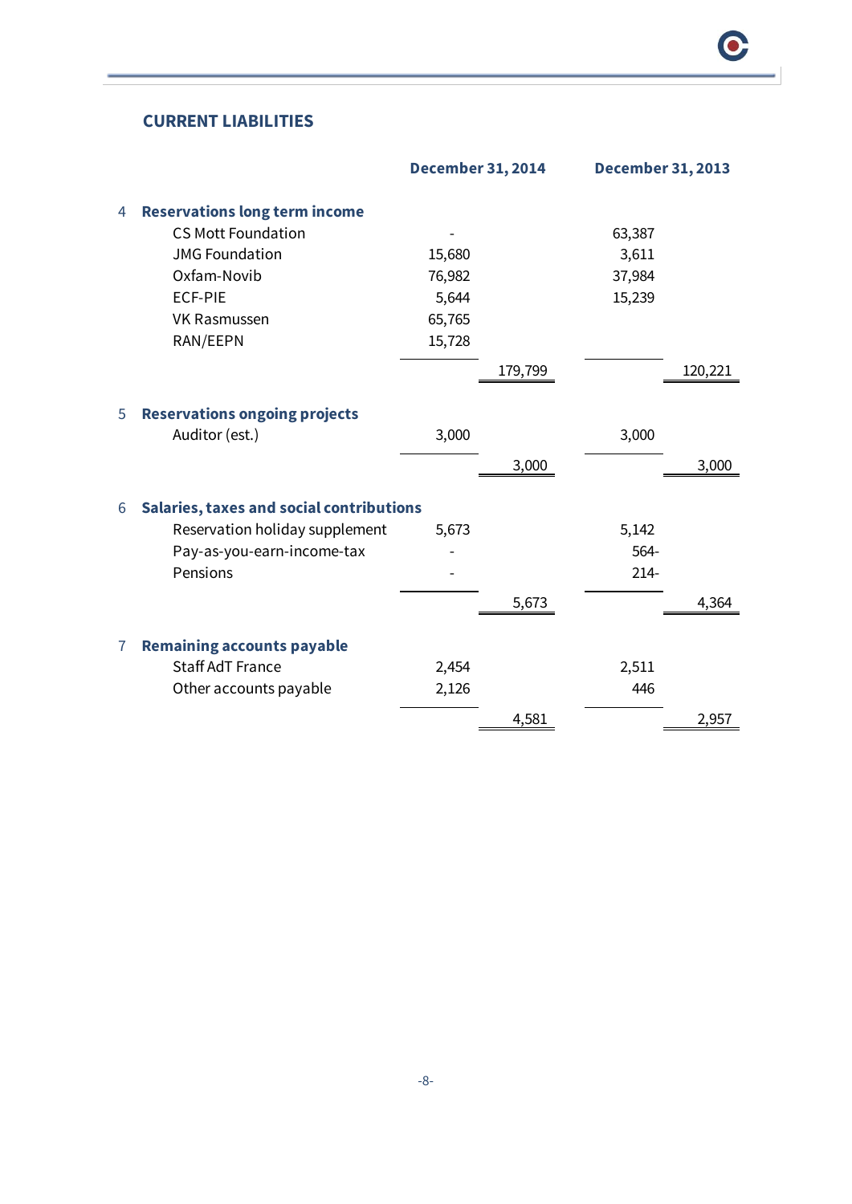## CURRENT LIABILITIES

| | | December 31, 2014 | | December 31, 2013 | |
|---|---|---|---|---|---|
| 4 | **Reservations long term income** | | | | |
| | CS Mott Foundation | - | | 63,387 | |
| | JMG Foundation | 15,680 | | 3,611 | |
| | Oxfam-Novib | 76,982 | | 37,984 | |
| | ECF-PIE | 5,644 | | 15,239 | |
| | VK Rasmussen | 65,765 | | | |
| | RAN/EEPN | 15,728 | | | |
| | | | 179,799 | | 120,221 |
| 5 | **Reservations ongoing projects** | | | | |
| | Auditor (est.) | 3,000 | | 3,000 | |
| | | | 3,000 | | 3,000 |
| 6 | **Salaries, taxes and social contributions** | | | | |
| | Reservation holiday supplement | 5,673 | | 5,142 | |
| | Pay-as-you-earn-income-tax | - | | 564- | |
| | Pensions | - | | 214- | |
| | | | 5,673 | | 4,364 |
| 7 | **Remaining accounts payable** | | | | |
| | Staff AdT France | 2,454 | | 2,511 | |
| | Other accounts payable | 2,126 | | 446 | |
| | | | 4,581 | | 2,957 |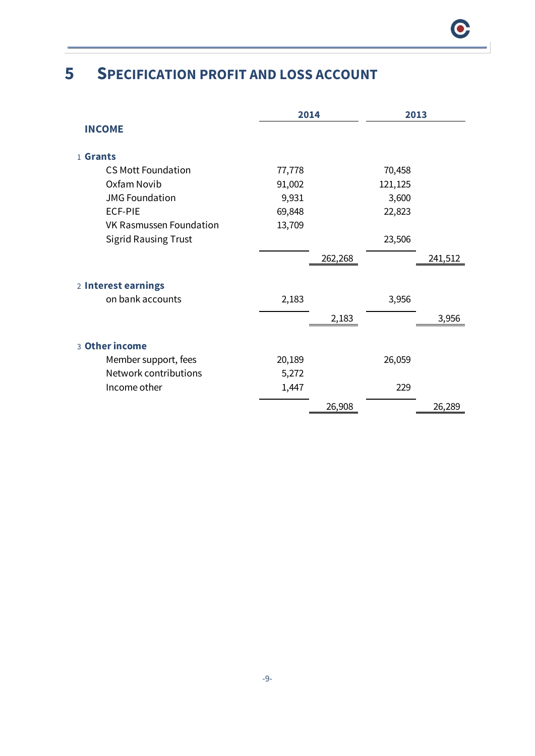# 5 SPECIFICATION PROFIT AND LOSS ACCOUNT

| | 2014 | | 2013 | |
|---|---|---|---|---|
| **INCOME** | | | | |
| 1 **Grants** | | | | |
| CS Mott Foundation | 77,778 | | 70,458 | |
| Oxfam Novib | 91,002 | | 121,125 | |
| JMG Foundation | 9,931 | | 3,600 | |
| ECF-PIE | 69,848 | | 22,823 | |
| VK Rasmussen Foundation | 13,709 | | | |
| Sigrid Rausing Trust | | | 23,506 | |
| | | 262,268 | | 241,512 |
| 2 **Interest earnings** | | | | |
| on bank accounts | 2,183 | | 3,956 | |
| | | 2,183 | | 3,956 |
| 3 **Other income** | | | | |
| Member support, fees | 20,189 | | 26,059 | |
| Network contributions | 5,272 | | | |
| Income other | 1,447 | | 229 | |
| | | 26,908 | | 26,289 |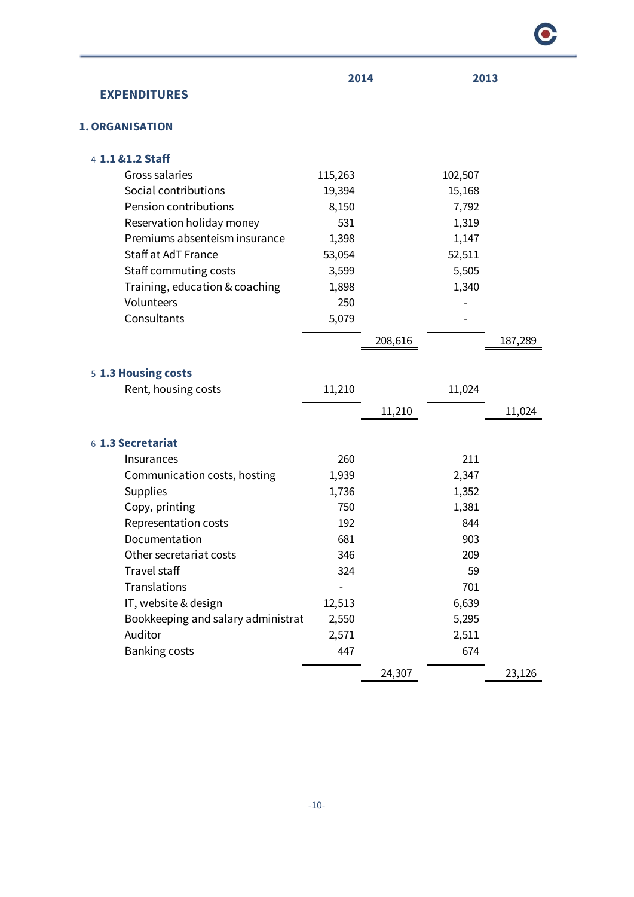## EXPENDITURES

### 1. ORGANISATION

| | 2014 | | 2013 | |
|---|---|---|---|---|
| 4 **1.1 &1.2 Staff** | | | | |
| Gross salaries | 115,263 | | 102,507 | |
| Social contributions | 19,394 | | 15,168 | |
| Pension contributions | 8,150 | | 7,792 | |
| Reservation holiday money | 531 | | 1,319 | |
| Premiums absenteism insurance | 1,398 | | 1,147 | |
| Staff at AdT France | 53,054 | | 52,511 | |
| Staff commuting costs | 3,599 | | 5,505 | |
| Training, education & coaching | 1,898 | | 1,340 | |
| Volunteers | 250 | | - | |
| Consultants | 5,079 | | - | |
| | | 208,616 | | 187,289 |
| 5 **1.3 Housing costs** | | | | |
| Rent, housing costs | 11,210 | | 11,024 | |
| | | 11,210 | | 11,024 |
| 6 **1.3 Secretariat** | | | | |
| Insurances | 260 | | 211 | |
| Communication costs, hosting | 1,939 | | 2,347 | |
| Supplies | 1,736 | | 1,352 | |
| Copy, printing | 750 | | 1,381 | |
| Representation costs | 192 | | 844 | |
| Documentation | 681 | | 903 | |
| Other secretariat costs | 346 | | 209 | |
| Travel staff | 324 | | 59 | |
| Translations | - | | 701 | |
| IT, website & design | 12,513 | | 6,639 | |
| Bookkeeping and salary administrat | 2,550 | | 5,295 | |
| Auditor | 2,571 | | 2,511 | |
| Banking costs | 447 | | 674 | |
| | | 24,307 | | 23,126 |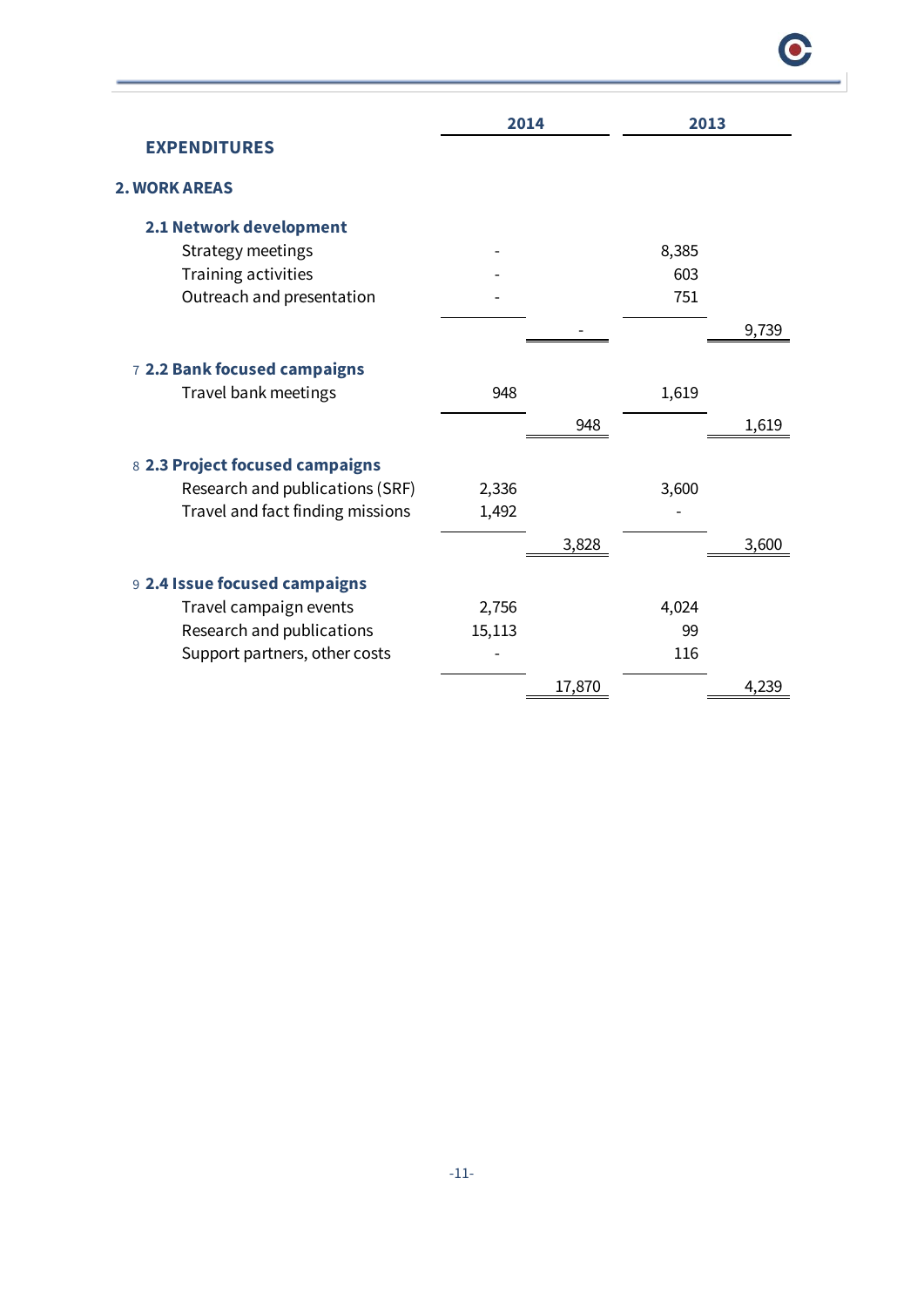| | 2014 | | 2013 | |
|---|---|---|---|---|
| **EXPENDITURES** | | | | |
| **2. WORK AREAS** | | | | |
| **2.1 Network development** | | | | |
| Strategy meetings | - | | 8,385 | |
| Training activities | - | | 603 | |
| Outreach and presentation | - | | 751 | |
| | | - | | 9,739 |
| 7 **2.2 Bank focused campaigns** | | | | |
| Travel bank meetings | 948 | | 1,619 | |
| | | 948 | | 1,619 |
| 8 **2.3 Project focused campaigns** | | | | |
| Research and publications (SRF) | 2,336 | | 3,600 | |
| Travel and fact finding missions | 1,492 | | - | |
| | | 3,828 | | 3,600 |
| 9 **2.4 Issue focused campaigns** | | | | |
| Travel campaign events | 2,756 | | 4,024 | |
| Research and publications | 15,113 | | 99 | |
| Support partners, other costs | - | | 116 | |
| | | 17,870 | | 4,239 |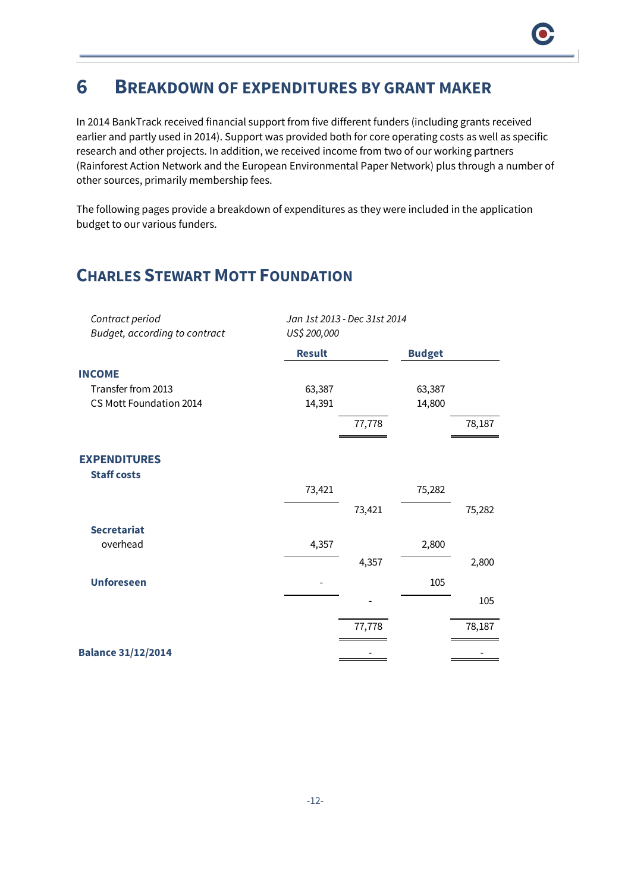# 6 BREAKDOWN OF EXPENDITURES BY GRANT MAKER

In 2014 BankTrack received financial support from five different funders (including grants received earlier and partly used in 2014). Support was provided both for core operating costs as well as specific research and other projects. In addition, we received income from two of our working partners (Rainforest Action Network and the European Environmental Paper Network) plus through a number of other sources, primarily membership fees.

The following pages provide a breakdown of expenditures as they were included in the application budget to our various funders.

## CHARLES STEWART MOTT FOUNDATION

*Contract period* — *Jan 1st 2013 - Dec 31st 2014*
*Budget, according to contract* — *US$ 200,000*

| | Result | | Budget | |
|---|---|---|---|---|
| **INCOME** | | | | |
| Transfer from 2013 | 63,387 | | 63,387 | |
| CS Mott Foundation 2014 | 14,391 | | 14,800 | |
| | | 77,778 | | 78,187 |
| **EXPENDITURES** | | | | |
| **Staff costs** | | | | |
| | 73,421 | | 75,282 | |
| | | 73,421 | | 75,282 |
| **Secretariat** | | | | |
| overhead | 4,357 | | 2,800 | |
| | | 4,357 | | 2,800 |
| **Unforeseen** | - | | 105 | |
| | | - | | 105 |
| | | 77,778 | | 78,187 |
| **Balance 31/12/2014** | | - | | - |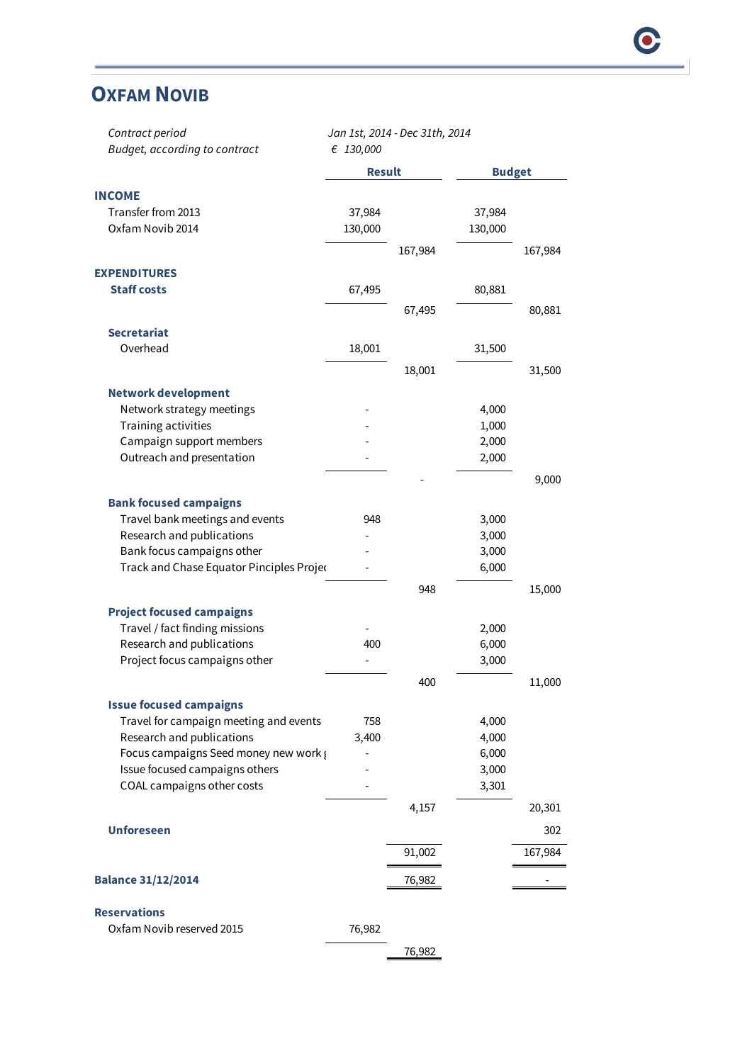# Oxfam Novib

*Contract period* — *Jan 1st, 2014 - Dec 31th, 2014*
*Budget, according to contract* — *€ 130,000*

| | Result | | Budget | |
|---|---|---|---|---|
| **INCOME** | | | | |
| Transfer from 2013 | 37,984 | | 37,984 | |
| Oxfam Novib 2014 | 130,000 | | 130,000 | |
| | | 167,984 | | 167,984 |
| **EXPENDITURES** | | | | |
| **Staff costs** | 67,495 | | 80,881 | |
| | | 67,495 | | 80,881 |
| **Secretariat** | | | | |
| Overhead | 18,001 | | 31,500 | |
| | | 18,001 | | 31,500 |
| **Network development** | | | | |
| Network strategy meetings | - | | 4,000 | |
| Training activities | - | | 1,000 | |
| Campaign support members | - | | 2,000 | |
| Outreach and presentation | - | | 2,000 | |
| | | - | | 9,000 |
| **Bank focused campaigns** | | | | |
| Travel bank meetings and events | 948 | | 3,000 | |
| Research and publications | - | | 3,000 | |
| Bank focus campaigns other | - | | 3,000 | |
| Track and Chase Equator Principles Projec | - | | 6,000 | |
| | | 948 | | 15,000 |
| **Project focused campaigns** | | | | |
| Travel / fact finding missions | - | | 2,000 | |
| Research and publications | 400 | | 6,000 | |
| Project focus campaigns other | - | | 3,000 | |
| | | 400 | | 11,000 |
| **Issue focused campaigns** | | | | |
| Travel for campaign meeting and events | 758 | | 4,000 | |
| Research and publications | 3,400 | | 4,000 | |
| Focus campaigns Seed money new work g | - | | 6,000 | |
| Issue focused campaigns others | - | | 3,000 | |
| COAL campaigns other costs | - | | 3,301 | |
| | | 4,157 | | 20,301 |
| **Unforeseen** | | | | 302 |
| | | 91,002 | | 167,984 |
| **Balance 31/12/2014** | | 76,982 | | - |
| **Reservations** | | | | |
| Oxfam Novib reserved 2015 | 76,982 | | | |
| | | 76,982 | | |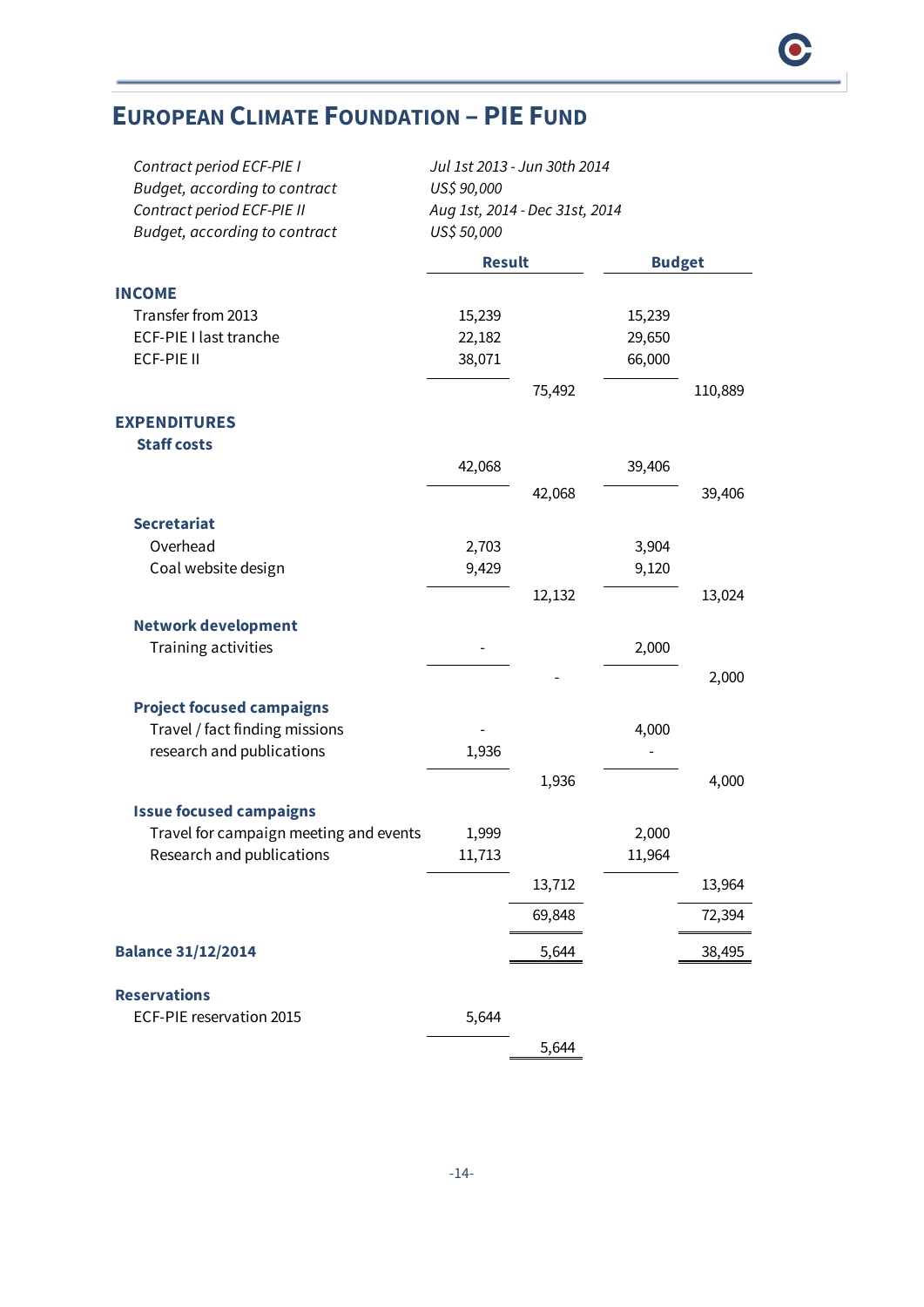## European Climate Foundation – PIE Fund

| | |
|---|---|
| *Contract period ECF-PIE I* | *Jul 1st 2013 - Jun 30th 2014* |
| *Budget, according to contract* | *US$ 90,000* |
| *Contract period ECF-PIE II* | *Aug 1st, 2014 - Dec 31st, 2014* |
| *Budget, according to contract* | *US$ 50,000* |

| | Result | | Budget | |
|---|---|---|---|---|
| **INCOME** | | | | |
| Transfer from 2013 | 15,239 | | 15,239 | |
| ECF-PIE I last tranche | 22,182 | | 29,650 | |
| ECF-PIE II | 38,071 | | 66,000 | |
| | | 75,492 | | 110,889 |
| **EXPENDITURES** | | | | |
| **Staff costs** | | | | |
| | 42,068 | | 39,406 | |
| | | 42,068 | | 39,406 |
| **Secretariat** | | | | |
| Overhead | 2,703 | | 3,904 | |
| Coal website design | 9,429 | | 9,120 | |
| | | 12,132 | | 13,024 |
| **Network development** | | | | |
| Training activities | - | | 2,000 | |
| | | - | | 2,000 |
| **Project focused campaigns** | | | | |
| Travel / fact finding missions | - | | 4,000 | |
| research and publications | 1,936 | | - | |
| | | 1,936 | | 4,000 |
| **Issue focused campaigns** | | | | |
| Travel for campaign meeting and events | 1,999 | | 2,000 | |
| Research and publications | 11,713 | | 11,964 | |
| | | 13,712 | | 13,964 |
| | | 69,848 | | 72,394 |
| **Balance 31/12/2014** | | 5,644 | | 38,495 |
| **Reservations** | | | | |
| ECF-PIE reservation 2015 | 5,644 | | | |
| | | 5,644 | | |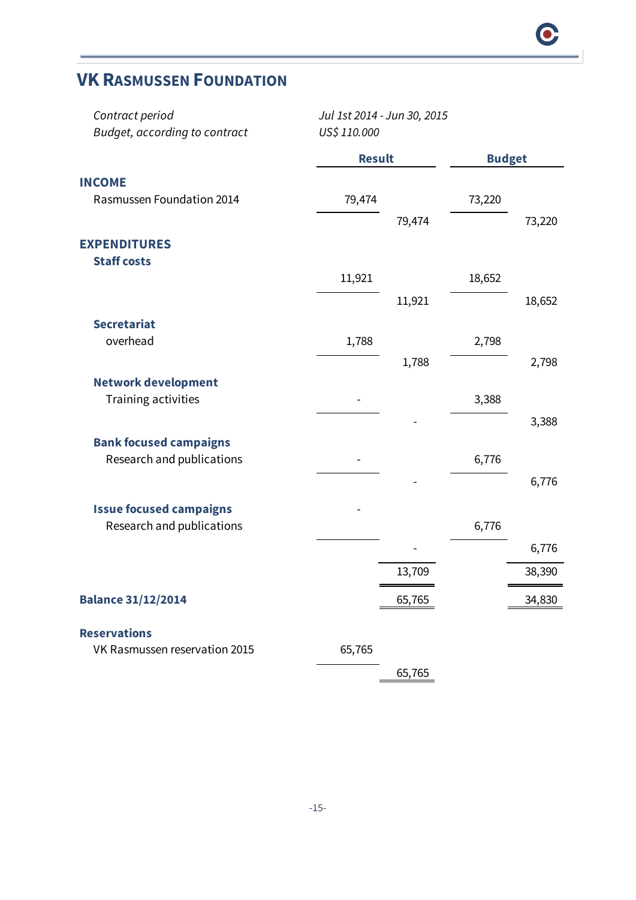## VK Rasmussen Foundation

*Contract period* *Jul 1st 2014 - Jun 30, 2015*
*Budget, according to contract* *US$ 110.000*

| | Result | | Budget | |
|---|---|---|---|---|
| **INCOME** | | | | |
| Rasmussen Foundation 2014 | 79,474 | | 73,220 | |
| | | 79,474 | | 73,220 |
| **EXPENDITURES** | | | | |
| **Staff costs** | | | | |
| | 11,921 | | 18,652 | |
| | | 11,921 | | 18,652 |
| **Secretariat** | | | | |
| overhead | 1,788 | | 2,798 | |
| | | 1,788 | | 2,798 |
| **Network development** | | | | |
| Training activities | - | | 3,388 | |
| | | - | | 3,388 |
| **Bank focused campaigns** | | | | |
| Research and publications | - | | 6,776 | |
| | | - | | 6,776 |
| **Issue focused campaigns** | - | | | |
| Research and publications | | | 6,776 | |
| | | - | | 6,776 |
| | | 13,709 | | 38,390 |
| **Balance 31/12/2014** | | 65,765 | | 34,830 |
| **Reservations** | | | | |
| VK Rasmussen reservation 2015 | 65,765 | | | |
| | | 65,765 | | |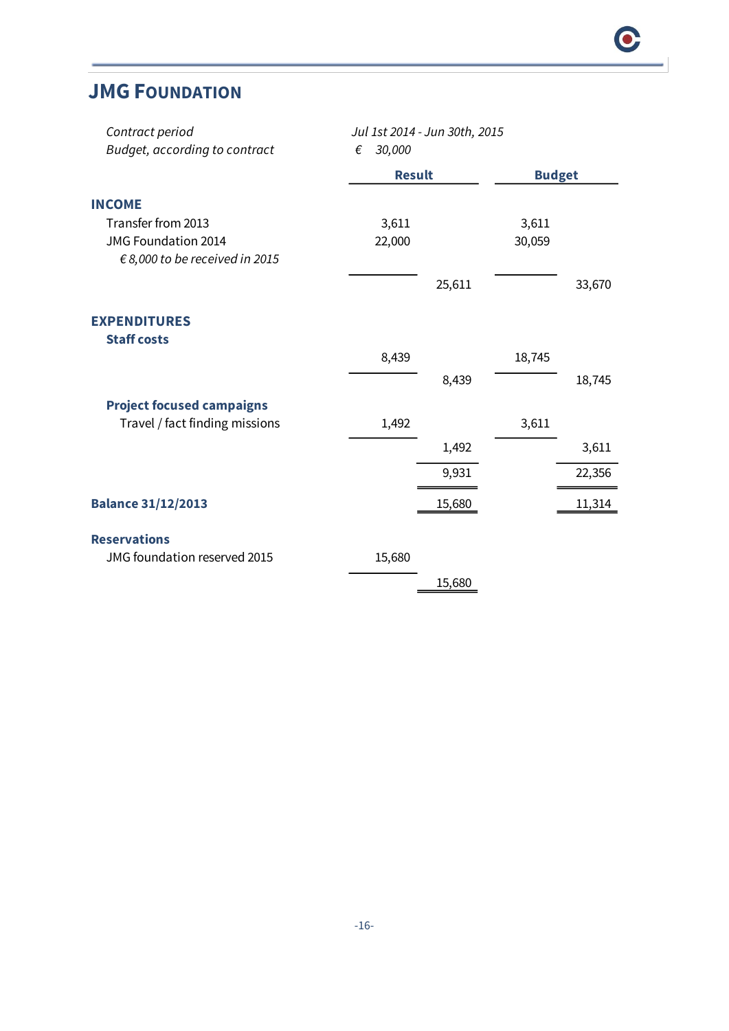## JMG Foundation

*Contract period* — *Jul 1st 2014 - Jun 30th, 2015*
*Budget, according to contract* — *€ 30,000*

| | Result | | Budget | |
|---|---|---|---|---|
| **INCOME** | | | | |
| Transfer from 2013 | 3,611 | | 3,611 | |
| JMG Foundation 2014 | 22,000 | | 30,059 | |
| *€ 8,000 to be received in 2015* | | | | |
| | | 25,611 | | 33,670 |
| **EXPENDITURES** | | | | |
| **Staff costs** | | | | |
| | 8,439 | | 18,745 | |
| | | 8,439 | | 18,745 |
| **Project focused campaigns** | | | | |
| Travel / fact finding missions | 1,492 | | 3,611 | |
| | | 1,492 | | 3,611 |
| | | 9,931 | | 22,356 |
| **Balance 31/12/2013** | | 15,680 | | 11,314 |
| **Reservations** | | | | |
| JMG foundation reserved 2015 | 15,680 | | | |
| | | 15,680 | | |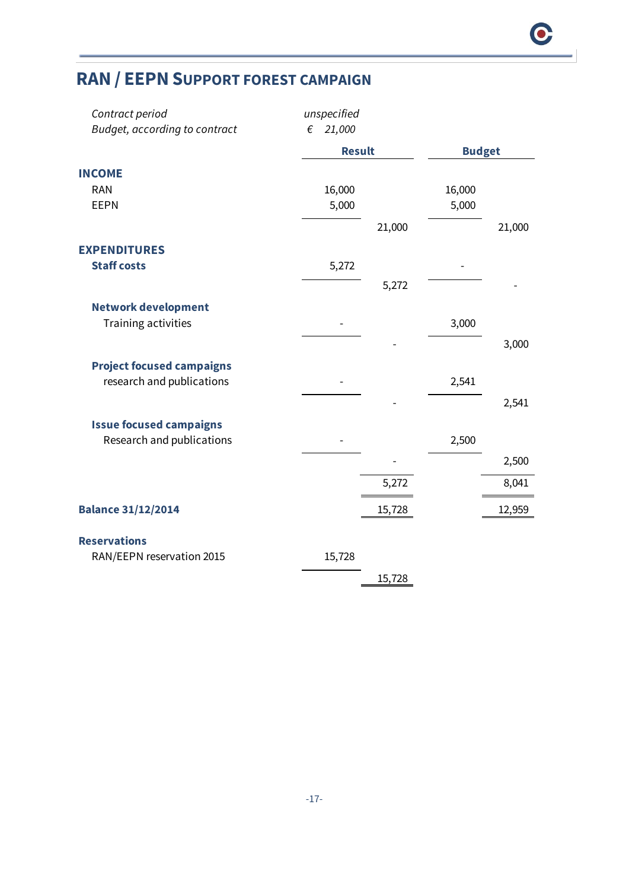# RAN / EEPN Support forest campaign

| | |
|---|---|
| *Contract period* | *unspecified* |
| *Budget, according to contract* | *€ 21,000* |

| | Result | | Budget | |
|---|---|---|---|---|
| **INCOME** | | | | |
| RAN | 16,000 | | 16,000 | |
| EEPN | 5,000 | | 5,000 | |
| | | 21,000 | | 21,000 |
| **EXPENDITURES** | | | | |
| **Staff costs** | 5,272 | | - | |
| | | 5,272 | | - |
| **Network development** | | | | |
| Training activities | - | | 3,000 | |
| | | - | | 3,000 |
| **Project focused campaigns** | | | | |
| research and publications | - | | 2,541 | |
| | | - | | 2,541 |
| **Issue focused campaigns** | | | | |
| Research and publications | - | | 2,500 | |
| | | - | | 2,500 |
| | | 5,272 | | 8,041 |
| **Balance 31/12/2014** | | 15,728 | | 12,959 |
| **Reservations** | | | | |
| RAN/EEPN reservation 2015 | 15,728 | | | |
| | | 15,728 | | |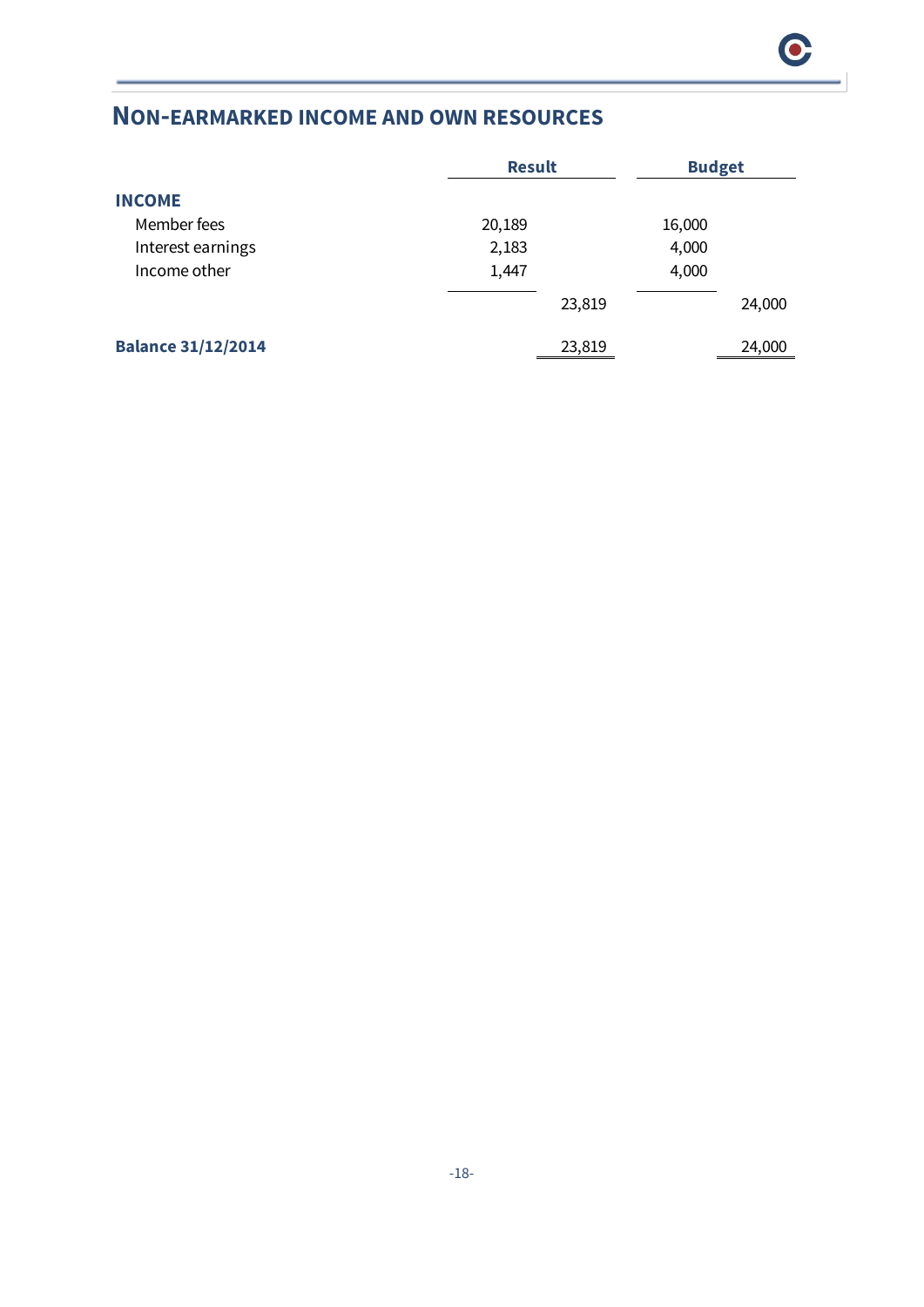## NON-EARMARKED INCOME AND OWN RESOURCES

| | Result | | Budget | |
|---|---|---|---|---|
| **INCOME** | | | | |
| Member fees | 20,189 | | 16,000 | |
| Interest earnings | 2,183 | | 4,000 | |
| Income other | 1,447 | | 4,000 | |
| | | 23,819 | | 24,000 |
| **Balance 31/12/2014** | | 23,819 | | 24,000 |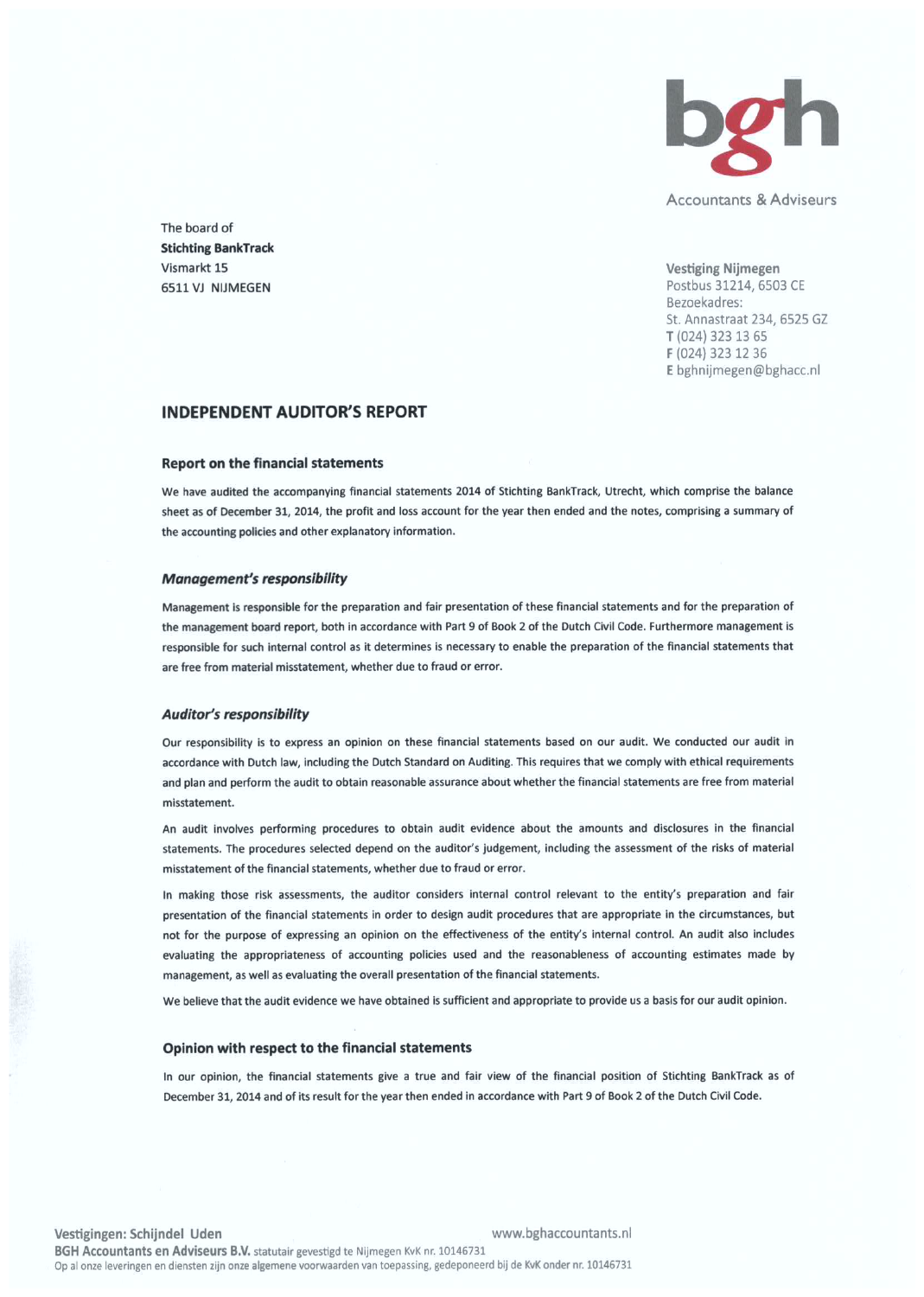bgh

Accountants & Adviseurs

The board of
**Stichting BankTrack**
Vismarkt 15
6511 VJ NIJMEGEN

**Vestiging Nijmegen**
Postbus 31214, 6503 CE
Bezoekadres:
St. Annastraat 234, 6525 GZ
**T** (024) 323 13 65
**F** (024) 323 12 36
**E** bghnijmegen@bghacc.nl

## INDEPENDENT AUDITOR'S REPORT

### Report on the financial statements

We have audited the accompanying financial statements 2014 of Stichting BankTrack, Utrecht, which comprise the balance sheet as of December 31, 2014, the profit and loss account for the year then ended and the notes, comprising a summary of the accounting policies and other explanatory information.

### *Management's responsibility*

Management is responsible for the preparation and fair presentation of these financial statements and for the preparation of the management board report, both in accordance with Part 9 of Book 2 of the Dutch Civil Code. Furthermore management is responsible for such internal control as it determines is necessary to enable the preparation of the financial statements that are free from material misstatement, whether due to fraud or error.

### *Auditor's responsibility*

Our responsibility is to express an opinion on these financial statements based on our audit. We conducted our audit in accordance with Dutch law, including the Dutch Standard on Auditing. This requires that we comply with ethical requirements and plan and perform the audit to obtain reasonable assurance about whether the financial statements are free from material misstatement.

An audit involves performing procedures to obtain audit evidence about the amounts and disclosures in the financial statements. The procedures selected depend on the auditor's judgement, including the assessment of the risks of material misstatement of the financial statements, whether due to fraud or error.

In making those risk assessments, the auditor considers internal control relevant to the entity's preparation and fair presentation of the financial statements in order to design audit procedures that are appropriate in the circumstances, but not for the purpose of expressing an opinion on the effectiveness of the entity's internal control. An audit also includes evaluating the appropriateness of accounting policies used and the reasonableness of accounting estimates made by management, as well as evaluating the overall presentation of the financial statements.

We believe that the audit evidence we have obtained is sufficient and appropriate to provide us a basis for our audit opinion.

### Opinion with respect to the financial statements

In our opinion, the financial statements give a true and fair view of the financial position of Stichting BankTrack as of December 31, 2014 and of its result for the year then ended in accordance with Part 9 of Book 2 of the Dutch Civil Code.

**Vestigingen: Schijndel Uden** www.bghaccountants.nl
**BGH Accountants en Adviseurs B.V.** statutair gevestigd te Nijmegen KvK nr. 10146731
Op al onze leveringen en diensten zijn onze algemene voorwaarden van toepassing, gedeponeerd bij de KvK onder nr. 10146731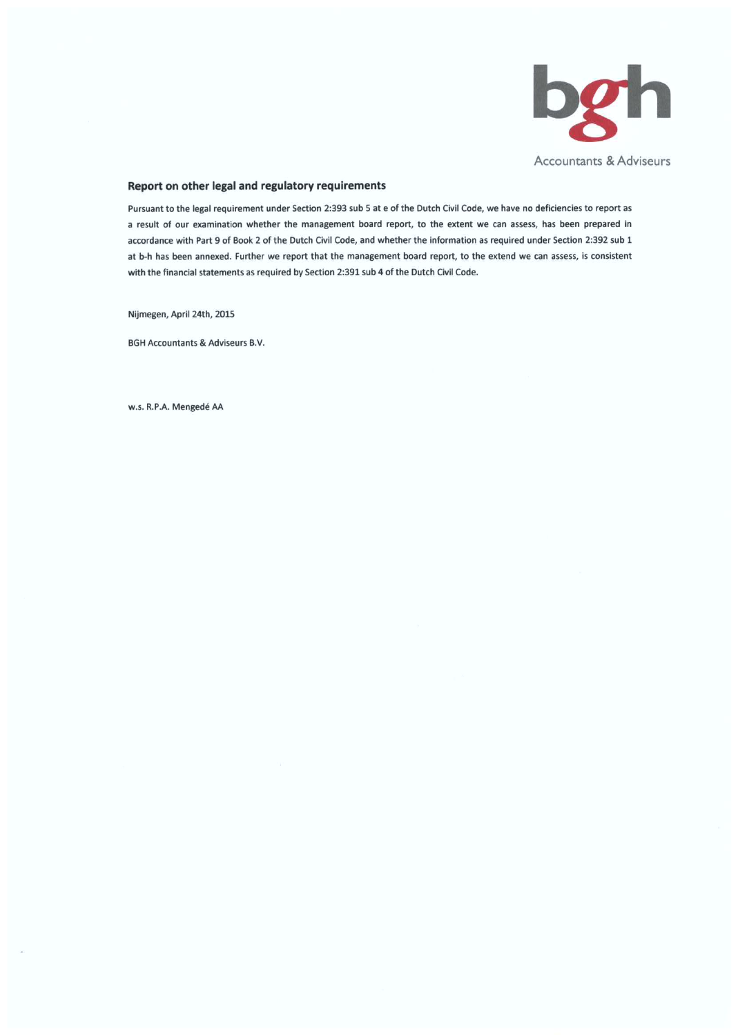bgh

Accountants & Adviseurs

## Report on other legal and regulatory requirements

Pursuant to the legal requirement under Section 2:393 sub 5 at e of the Dutch Civil Code, we have no deficiencies to report as a result of our examination whether the management board report, to the extent we can assess, has been prepared in accordance with Part 9 of Book 2 of the Dutch Civil Code, and whether the information as required under Section 2:392 sub 1 at b-h has been annexed. Further we report that the management board report, to the extend we can assess, is consistent with the financial statements as required by Section 2:391 sub 4 of the Dutch Civil Code.

Nijmegen, April 24th, 2015

BGH Accountants & Adviseurs B.V.

w.s. R.P.A. Mengedé AA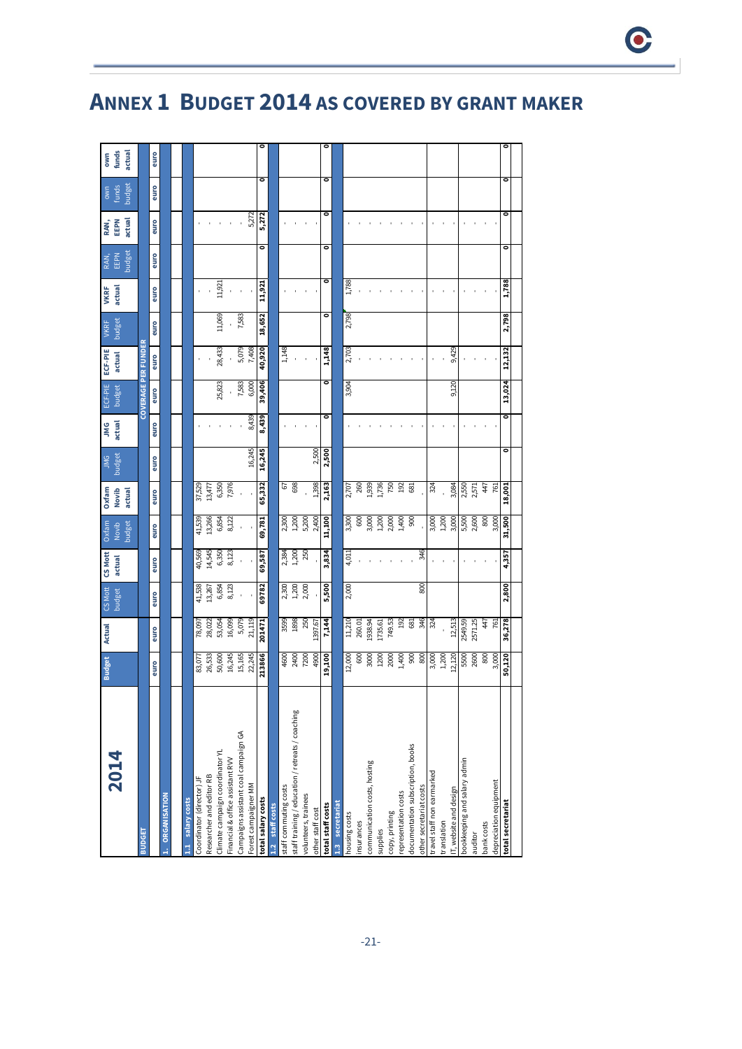# ANNEX 1 BUDGET 2014 AS COVERED BY GRANT MAKER

| 2014 | Budget | Actual | CS Mott budget | CS Mott actual | Oxfam Novib budget | Oxfam Novib actual | JMG budget | JMG actual | ECF-PIE budget | ECF-PIE actual | VKRF budget | VKRF actual | RAN, EEPN budget | RAN, EEPN actual | own funds budget | own funds actual |
|---|---|---|---|---|---|---|---|---|---|---|---|---|---|---|---|---|
| BUDGET | | | COVERAGE PER FUNDER | | | | | | | | | | | | | |
| | euro | euro | euro | euro | euro | euro | euro | euro | euro | euro | euro | euro | euro | euro | euro | euro |
| 1. ORGANISATION | | | | | | | | | | | | | | | | |
| 1.1 salary costs | | | | | | | | | | | | | | | | |
| Coordinator (director) JF | 83,077 | 78,097 | 41,538 | 40,569 | 41,539 | 37,529 | | - | | - | | - | | - | | |
| Researcher and editor RB | 26,533 | 28,022 | 13,267 | 14,545 | 13,266 | 13,477 | | - | | - | | - | | - | | |
| Climate campaign coordinator YL | 50,600 | 53,054 | 6,854 | 6,350 | 6,854 | 6,350 | | - | 25,823 | 28,433 | 11,069 | 11,921 | | - | | |
| Financial & office assistant RVV | 16,245 | 16,099 | 8,123 | 8,123 | 8,122 | 7,976 | | - | - | - | - | - | | - | | |
| Campaigns assistant coal campaign GA | 15,165 | 5,079 | - | - | - | - | | - | 7,583 | 5,079 | 7,583 | - | | - | | |
| Forest campaigner MM | 22,245 | 21,119 | - | - | - | - | 16,245 | 8,439 | 6,000 | 7,408 | | - | | 5,272 | | |
| **total salary costs** | **213866** | **201471** | **69782** | **69,587** | **69,781** | **65,332** | **16,245** | **8,439** | **39,406** | **40,920** | **18,652** | **11,921** | **0** | **5,272** | **0** | **0** |
| 1.2 staff costs | | | | | | | | | | | | | | | | |
| staff commuting costs | 4600 | 3599 | 2,300 | 2,384 | 2,300 | 67 | | - | | 1,148 | | - | | - | | |
| staff training / education / retreats / coaching | 2400 | 1898 | 1,200 | 1,200 | 1,200 | 698 | | - | | - | | - | | - | | |
| volunteers, trainees | 7200 | 250 | 2,000 | 250 | 5,200 | - | | - | | - | | - | | - | | |
| other staff cost | 4900 | 1397.67 | - | - | 2,400 | 1,398 | 2,500 | - | | - | | - | | - | | |
| **total staff costs** | **19,100** | **7,144** | **5,500** | **3,834** | **11,100** | **2,163** | **2,500** | **0** | **0** | **1,148** | **0** | **0** | **0** | **0** | **0** | **0** |
| 1.3 secretariat | | | | | | | | | | | | | | | | |
| housing costs | 12,000 | 11,210 | 2,000 | 4,011 | 3,300 | 2,707 | | - | 3,904 | 2,703 | 2,798 | 1,788 | | - | | |
| insurances | 600 | 260.01 | | - | 600 | 260 | | - | | - | | - | | - | | |
| communication costs, hosting | 3000 | 1938.94 | | - | 3,000 | 1,939 | | - | | - | | - | | - | | |
| supplies | 1200 | 1735.61 | | - | 1,200 | 1,736 | | - | | - | | - | | - | | |
| copy, printing | 2000 | 749.53 | | - | 2,000 | 750 | | - | | - | | - | | - | | |
| representation costs | 1,400 | 192 | | - | 1,400 | 192 | | - | | - | | - | | - | | |
| documentation subscription, books | 900 | 681 | | - | 900 | 681 | | - | | - | | - | | - | | |
| other secretariat costs | 800 | 346 | 800 | 346 | - | - | | - | | - | | - | | - | | |
| travel staff non earmarked | 3,000 | 324 | | - | 3,000 | 324 | | - | | - | | - | | - | | |
| translation | 1,200 | - | | - | 1,200 | - | | - | | - | | - | | - | | |
| IT, website and design | 12,120 | 12,513 | | - | 3,000 | 3,084 | | - | 9,120 | 9,429 | | - | | - | | |
| bookkeeping and salary admin | 5500 | 2549.59 | | - | 5,500 | 2,550 | | - | | - | | - | | - | | |
| auditor | 2600 | 2571.25 | | - | 2,600 | 2,571 | | - | | - | | - | | - | | |
| bank costs | 800 | 447 | | - | 800 | 447 | | - | | - | | - | | - | | |
| depreciation equipment | 3,000 | 761 | | - | 3,000 | 761 | | - | | - | | - | | - | | |
| **total secretariat** | **50,120** | **36,278** | **2,800** | **4,357** | **31,500** | **18,001** | **0** | **0** | **13,024** | **12,132** | **2,798** | **1,788** | **0** | **0** | **0** | **0** |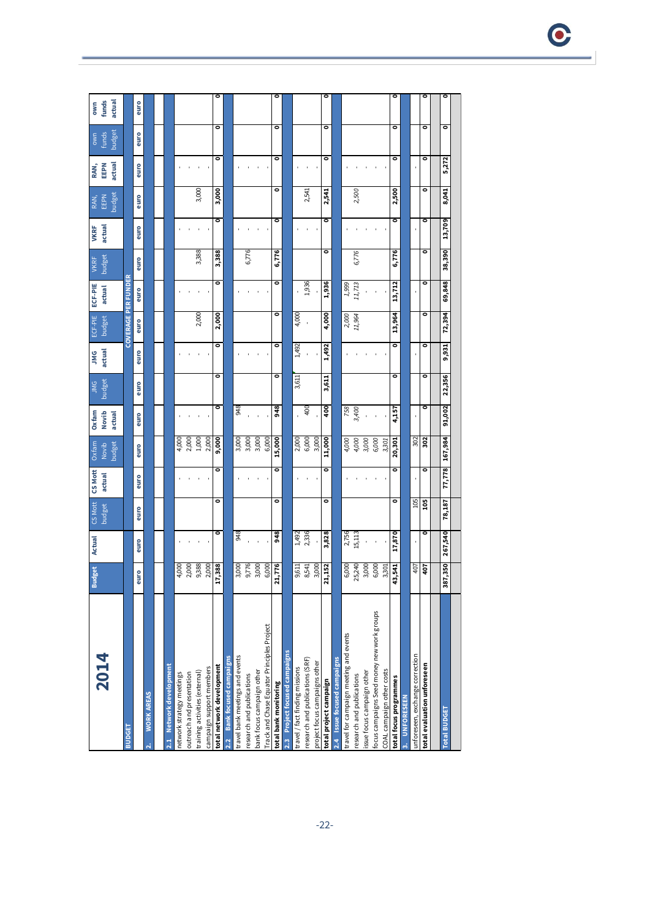# 2014

| BUDGET | Budget | Actual | CS Mott budget | CS Mott actual | Oxfam Novib budget | Oxfam Novib actual | JMG budget | JMG actual | ECF-PIE budget | ECF-PIE actual | VKRF budget | VKRF actual | RAN, EEPN budget | RAN, EEPN actual | own funds budget | own funds actual |
|---|---|---|---|---|---|---|---|---|---|---|---|---|---|---|---|---|
| | | | COVERAGE PER FUNDER | | | | | | | | | | | | | |
| | euro | euro | euro | euro | euro | euro | euro | euro | euro | euro | euro | euro | euro | euro | euro | euro |
| **2. WORK AREAS** | | | | | | | | | | | | | | | | |
| **2.1 Network development** | | | | | | | | | | | | | | | | |
| network strategy meetings | 4,000 | - | | - | 4,000 | - | | - | | - | | - | | - | | |
| outreach and presentation | 2,000 | - | | - | 2,000 | - | | - | | - | | - | | - | | |
| training activities (external) | 9,388 | - | | - | 1,000 | - | | - | 2,000 | - | 3,388 | - | 3,000 | - | | |
| campaign support members | 2,000 | - | | - | 2,000 | - | | - | | - | | - | | - | | |
| **total network development** | **17,388** | **0** | **0** | **0** | **9,000** | **0** | **0** | **0** | **2,000** | **0** | **3,388** | **0** | **3,000** | **0** | **0** | **0** |
| **2.2 Bank focused campaigns** | | | | | | | | | | | | | | | | |
| travel bank meetings and events | 3,000 | 948 | | - | 3,000 | 948 | | - | | - | | - | | - | | |
| research and publications | 9,776 | - | | - | 3,000 | - | | - | | - | 6,776 | - | | - | | |
| bank focus campaign other | 3,000 | - | | - | 3,000 | - | | - | | - | | - | | - | | |
| Track and Chase Equator Principles Project | 6,000 | - | | - | 6,000 | - | | - | | - | | - | | - | | |
| **total bank monitoring** | **21,776** | **948** | **0** | **0** | **15,000** | **948** | **0** | **0** | **0** | **0** | **6,776** | **0** | **0** | **0** | **0** | **0** |
| **2.3 Project focused campaigns** | | | | | | | | | | | | | | | | |
| travel / fact finding missions | 9,611 | 1,492 | | - | 2,000 | - | 3,611 | 1,492 | 4,000 | - | | - | | - | | |
| research and publications (SRF) | 8,541 | 2,336 | | - | 6,000 | 400 | | - | - | 1,936 | | - | 2,541 | - | | |
| project focus campaigns other | 3,000 | - | | - | 3,000 | - | | - | | - | | - | | - | | |
| **total project campaign** | **21,152** | **3,828** | **0** | **0** | **11,000** | **400** | **3,611** | **1,492** | **4,000** | **1,936** | **0** | **0** | **2,541** | **0** | **0** | **0** |
| **2.4 Issue focused campaigns** | | | | | | | | | | | | | | | | |
| travel for campaign meeting and events | 6,000 | 2,756 | | - | 4,000 | 758 | | - | 2,000 | 1,999 | | - | | - | | |
| research and publications | 25,240 | 15,113 | | - | 4,000 | 3,400 | | - | 11,964 | 11,713 | 6,776 | - | 2,500 | - | | |
| issue focus campaign other | 3,000 | - | | - | 3,000 | - | | - | | - | | - | | - | | |
| focus campaigns Seed money new work groups | 6,000 | - | | - | 6,000 | - | | - | | - | | - | | - | | |
| COAL campaign other costs | 3,301 | - | | - | 3,301 | - | | - | | - | | - | | - | | |
| **total focus programmes** | **43,541** | **17,870** | **0** | **0** | **20,301** | **4,157** | **0** | **0** | **13,964** | **13,712** | **6,776** | **0** | **2,500** | **0** | **0** | **0** |
| **3. UNFORESEEN** | | | | | | | | | | | | | | | | |
| unforeseen, exchange correction | 407 | - | 105 | - | 302 | - | | - | | - | | - | | - | | |
| **total evaluation unforeseen** | **407** | **0** | **105** | **0** | **302** | **0** | **0** | **0** | **0** | **0** | **0** | **0** | **0** | **0** | **0** | **0** |
| **Total BUDGET** | **387,350** | **267,540** | **78,187** | **77,778** | **167,984** | **91,002** | **22,356** | **9,931** | **72,394** | **69,848** | **38,390** | **13,709** | **8,041** | **5,272** | **0** | **0** |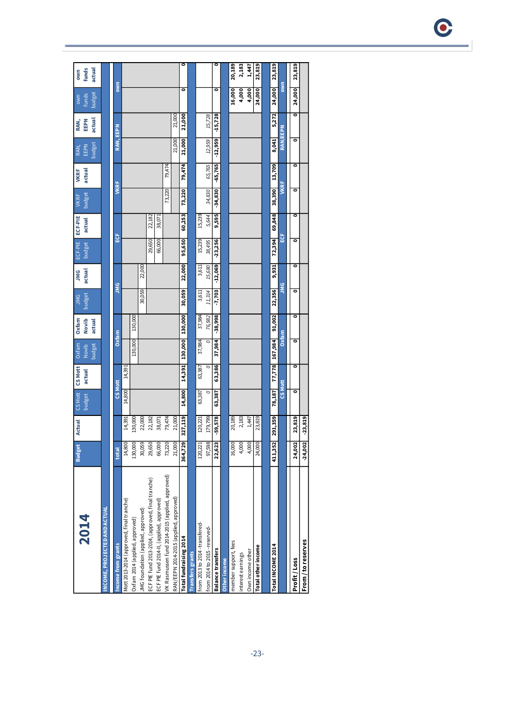# 2014

| 2014 | Budget | Actual | CS Mott budget | CS Mott actual | Oxfam Novib budget | Oxfam Novib actual | JMG budget | JMG actual | ECF-PIE budget | ECF-PIE actual | VKRF budget | VKRF actual | RAN, EEPN budget | RAN, EEPN actual | own funds budget | own funds actual |
|---|---|---|---|---|---|---|---|---|---|---|---|---|---|---|---|---|
| **INCOME, PROJECTED AND ACTUAL** | | | | | | | | | | | | | | | | |
| **Income from grants** | total | | CS Mott | | Oxfam | | JMG | | ECF | | VKRF | | RAN, EEPN | | own | |
| Mott 2013-2014 (approved, final tranche) | 14,800 | 14,391 | 14,800 | 14,391 | | | | | | | | | | | | |
| Oxfam 2014 (applied, approved) | 130,000 | 130,000 | | | 130,000 | 130,000 | | | | | | | | | | |
| JMG foundation (applied, approved) | 30,059 | 22,000 | | | | | 30,059 | 22,000 | | | | | | | | |
| ECF PIE fund 2013-2014, (approved, final tranche) | 29,650 | 22,182 | | | | | | | 29,650 | 22,182 | | | | | | |
| ECF PIE fund 2014-II, (applied, approved) | 66,000 | 38,071 | | | | | | | 66,000 | 38,071 | | | | | | |
| VK Rasmussen fund 2014-2015 (applied, approved) | 73,220 | 79,474 | | | | | | | | | 73,220 | 79,474 | | | | |
| RAN/EEPN 2014-2015 (applied, approved) | 21,000 | 21,000 | | | | | | | | | | | 21,000 | 21,000 | | |
| **Total fundraising 2014** | **364,729** | **327,119** | **14,800** | **14,391** | **130,000** | **130,000** | **30,059** | **22,000** | **95,650** | **60,253** | **73,220** | **79,474** | **21,000** | **21,000** | **0** | **0** |
| **Transfers grants** | | | | | | | | | | | | | | | | |
| from 2013 to 2014 -transfered- | 120,221 | 120,221 | 63,387 | 63,387 | 37,984 | 37,984 | 3,611 | 3,611 | 15,239 | 15,239 | | | | | | |
| from 2014 to 2015 -reserved- | 97,598 | 179,799 | *0* | *0* | *0* | *76,982* | *11,314* | *15,680* | *38,495* | *5,644* | *34,830* | *65,765* | *12,959* | *15,728* | | |
| **Balance transfers** | **22,623** | **-59,578** | **63,387** | **63,386** | **37,984** | **-38,998** | **-7,703** | **-12,069** | **-23,256** | **9,595** | **-34,830** | **-65,765** | **-12,959** | **-15,728** | **0** | **0** |
| **Other income** | | | | | | | | | | | | | | | | |
| member support, fees | 16,000 | 20,189 | | | | | | | | | | | | | 16,000 | 20,189 |
| interest earnings | 4,000 | 2,183 | | | | | | | | | | | | | 4,000 | 2,183 |
| Own income other | 4,000 | 1,447 | | | | | | | | | | | | | 4,000 | 1,447 |
| **Total other income** | 24,000 | 23,819 | | | | | | | | | | | | | 24,000 | 23,819 |
| **Total INCOME 2014** | **411,352** | **291,359** | **78,187** | **77,778** | **167,984** | **91,002** | **22,356** | **9,931** | **72,394** | **69,848** | **38,390** | **13,709** | **8,041** | **5,272** | **24,000** | **23,819** |
| | | | CS Mott | | Oxfam | | JMG | | ECF | | VKRF | | RAN/EEPN | | own | |
| **Profit / Loss** | **24,002** | **23,819** | **0** | **0** | **0** | **0** | **0** | **0** | **0** | **0** | **0** | **0** | **0** | **0** | **24,000** | **23,819** |
| **From / to reserves** | **-24,002** | **-23,819** | | | | | | | | | | | | | | |